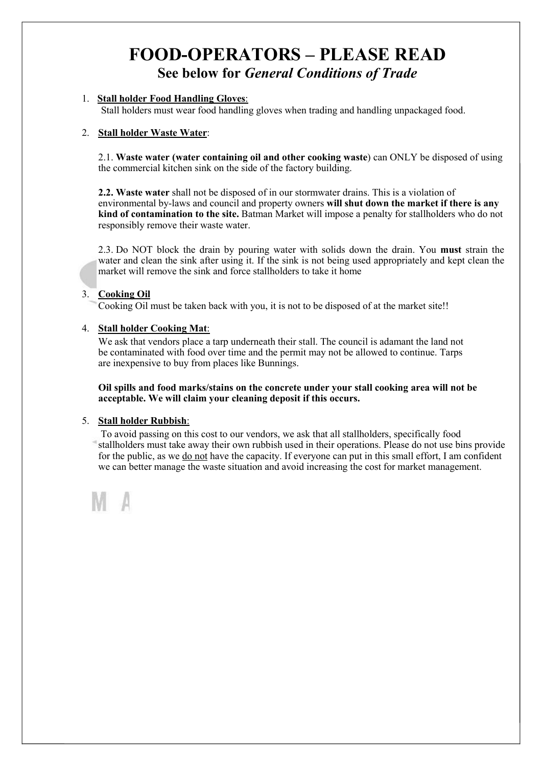# FOOD-OPERATORS – PLEASE READ

## See below for *General Conditions of Trade*

1. **<u>Stall holder Food Handling Gloves</u>**:
   Stall holders must wear food handling gloves when trading and handling unpackaged food.

2. **<u>Stall holder Waste Water</u>**:

   2.1. **Waste water (water containing oil and other cooking waste**) can ONLY be disposed of using the commercial kitchen sink on the side of the factory building.

   **2.2. Waste water** shall not be disposed of in our stormwater drains. This is a violation of environmental by-laws and council and property owners **will shut down the market if there is any kind of contamination to the site.** Batman Market will impose a penalty for stallholders who do not responsibly remove their waste water.

   2.3. Do NOT block the drain by pouring water with solids down the drain. You **must** strain the water and clean the sink after using it. If the sink is not being used appropriately and kept clean the market will remove the sink and force stallholders to take it home

3. **<u>Cooking Oil</u>**
   Cooking Oil must be taken back with you, it is not to be disposed of at the market site!!

4. **<u>Stall holder Cooking Mat</u>**:
   We ask that vendors place a tarp underneath their stall. The council is adamant the land not be contaminated with food over time and the permit may not be allowed to continue. Tarps are inexpensive to buy from places like Bunnings.

   **Oil spills and food marks/stains on the concrete under your stall cooking area will not be acceptable. We will claim your cleaning deposit if this occurs.**

5. **<u>Stall holder Rubbish</u>**:
   To avoid passing on this cost to our vendors, we ask that all stallholders, specifically food stallholders must take away their own rubbish used in their operations. Please do not use bins provide for the public, as we <u>do not</u> have the capacity. If everyone can put in this small effort, I am confident we can better manage the waste situation and avoid increasing the cost for market management.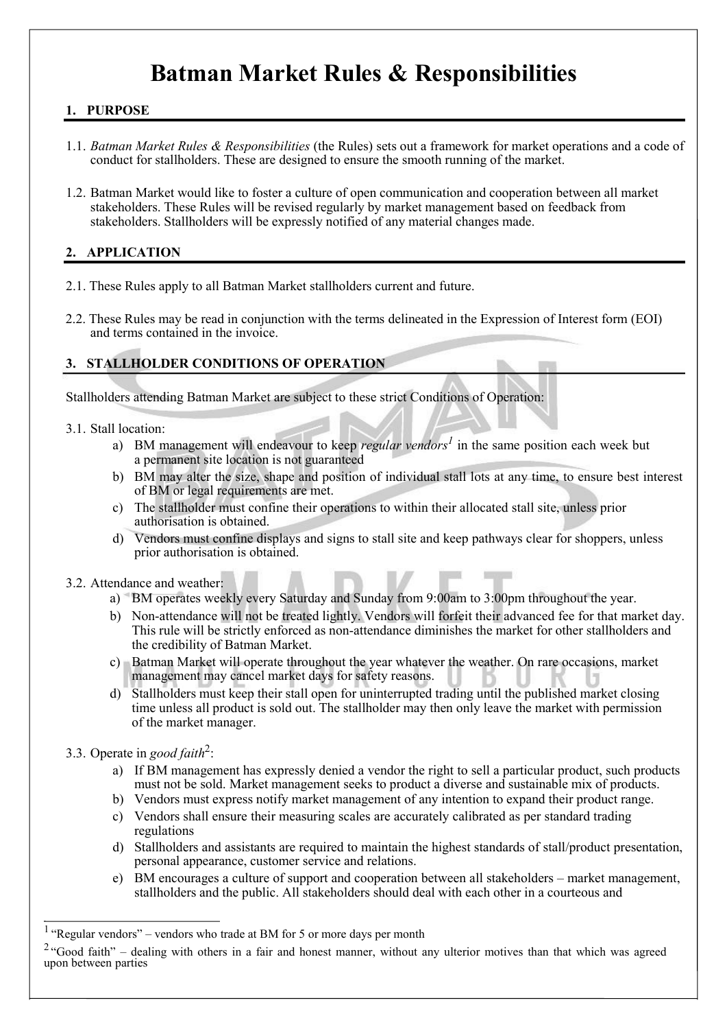# Batman Market Rules & Responsibilities

## 1. PURPOSE

1.1. *Batman Market Rules & Responsibilities* (the Rules) sets out a framework for market operations and a code of conduct for stallholders. These are designed to ensure the smooth running of the market.

1.2. Batman Market would like to foster a culture of open communication and cooperation between all market stakeholders. These Rules will be revised regularly by market management based on feedback from stakeholders. Stallholders will be expressly notified of any material changes made.

## 2. APPLICATION

2.1. These Rules apply to all Batman Market stallholders current and future.

2.2. These Rules may be read in conjunction with the terms delineated in the Expression of Interest form (EOI) and terms contained in the invoice.

## 3. STALLHOLDER CONDITIONS OF OPERATION

Stallholders attending Batman Market are subject to these strict Conditions of Operation:

3.1. Stall location:

a) BM management will endeavour to keep *regular vendors*[1] in the same position each week but a permanent site location is not guaranteed

b) BM may alter the size, shape and position of individual stall lots at any time, to ensure best interest of BM or legal requirements are met.

c) The stallholder must confine their operations to within their allocated stall site, unless prior authorisation is obtained.

d) Vendors must confine displays and signs to stall site and keep pathways clear for shoppers, unless prior authorisation is obtained.

3.2. Attendance and weather:

a) BM operates weekly every Saturday and Sunday from 9:00am to 3:00pm throughout the year.

b) Non-attendance will not be treated lightly. Vendors will forfeit their advanced fee for that market day. This rule will be strictly enforced as non-attendance diminishes the market for other stallholders and the credibility of Batman Market.

c) Batman Market will operate throughout the year whatever the weather. On rare occasions, market management may cancel market days for safety reasons.

d) Stallholders must keep their stall open for uninterrupted trading until the published market closing time unless all product is sold out. The stallholder may then only leave the market with permission of the market manager.

3.3. Operate in *good faith*[2]:

a) If BM management has expressly denied a vendor the right to sell a particular product, such products must not be sold. Market management seeks to product a diverse and sustainable mix of products.

b) Vendors must express notify market management of any intention to expand their product range.

c) Vendors shall ensure their measuring scales are accurately calibrated as per standard trading regulations

d) Stallholders and assistants are required to maintain the highest standards of stall/product presentation, personal appearance, customer service and relations.

e) BM encourages a culture of support and cooperation between all stakeholders – market management, stallholders and the public. All stakeholders should deal with each other in a courteous and

---

[1] "Regular vendors" – vendors who trade at BM for 5 or more days per month

[2] "Good faith" – dealing with others in a fair and honest manner, without any ulterior motives than that which was agreed upon between parties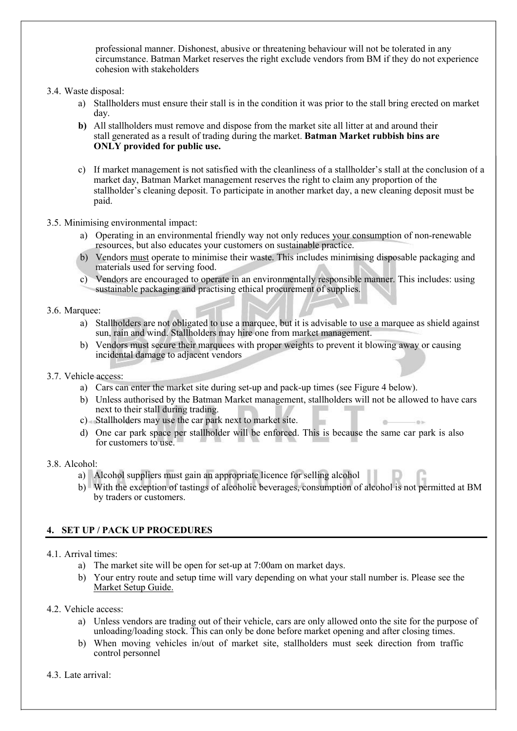professional manner. Dishonest, abusive or threatening behaviour will not be tolerated in any circumstance. Batman Market reserves the right exclude vendors from BM if they do not experience cohesion with stakeholders

3.4. Waste disposal:

a) Stallholders must ensure their stall is in the condition it was prior to the stall bring erected on market day.

**b)** All stallholders must remove and dispose from the market site all litter at and around their stall generated as a result of trading during the market. **Batman Market rubbish bins are ONLY provided for public use.**

c) If market management is not satisfied with the cleanliness of a stallholder's stall at the conclusion of a market day, Batman Market management reserves the right to claim any proportion of the stallholder's cleaning deposit. To participate in another market day, a new cleaning deposit must be paid.

3.5. Minimising environmental impact:

a) Operating in an environmental friendly way not only reduces your consumption of non-renewable resources, but also educates your customers on sustainable practice.

b) Vendors <u>must</u> operate to minimise their waste. This includes minimising disposable packaging and materials used for serving food.

c) Vendors are encouraged to operate in an environmentally responsible manner. This includes: using sustainable packaging and practising ethical procurement of supplies.

3.6. Marquee:

a) Stallholders are not obligated to use a marquee, but it is advisable to use a marquee as shield against sun, rain and wind. Stallholders may hire one from market management.

b) Vendors must secure their marquees with proper weights to prevent it blowing away or causing incidental damage to adjacent vendors

3.7. Vehicle access:

a) Cars can enter the market site during set-up and pack-up times (see Figure 4 below).

b) Unless authorised by the Batman Market management, stallholders will not be allowed to have cars next to their stall during trading.

c) Stallholders may use the car park next to market site.

d) One car park space per stallholder will be enforced. This is because the same car park is also for customers to use.

3.8. Alcohol:

a) Alcohol suppliers must gain an appropriate licence for selling alcohol

b) With the exception of tastings of alcoholic beverages, consumption of alcohol is not permitted at BM by traders or customers.

## 4. SET UP / PACK UP PROCEDURES

4.1. Arrival times:

a) The market site will be open for set-up at 7:00am on market days.

b) Your entry route and setup time will vary depending on what your stall number is. Please see the <u>Market Setup Guide.</u>

4.2. Vehicle access:

a) Unless vendors are trading out of their vehicle, cars are only allowed onto the site for the purpose of unloading/loading stock. This can only be done before market opening and after closing times.

b) When moving vehicles in/out of market site, stallholders must seek direction from traffic control personnel

4.3. Late arrival: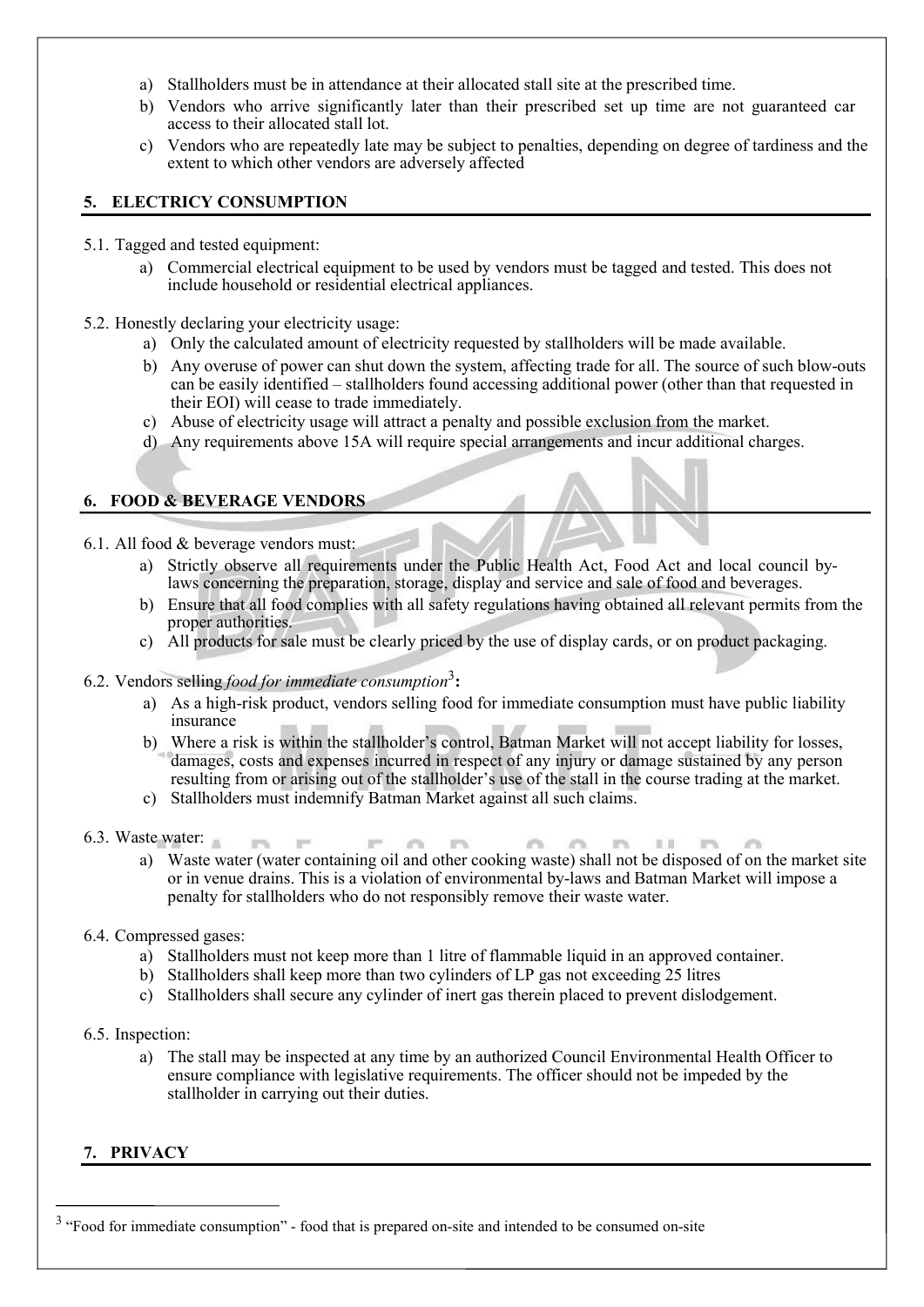a) Stallholders must be in attendance at their allocated stall site at the prescribed time.
b) Vendors who arrive significantly later than their prescribed set up time are not guaranteed car access to their allocated stall lot.
c) Vendors who are repeatedly late may be subject to penalties, depending on degree of tardiness and the extent to which other vendors are adversely affected

## 5. ELECTRICY CONSUMPTION

5.1. Tagged and tested equipment:

a) Commercial electrical equipment to be used by vendors must be tagged and tested. This does not include household or residential electrical appliances.

5.2. Honestly declaring your electricity usage:

a) Only the calculated amount of electricity requested by stallholders will be made available.
b) Any overuse of power can shut down the system, affecting trade for all. The source of such blow-outs can be easily identified – stallholders found accessing additional power (other than that requested in their EOI) will cease to trade immediately.
c) Abuse of electricity usage will attract a penalty and possible exclusion from the market.
d) Any requirements above 15A will require special arrangements and incur additional charges.

## 6. FOOD & BEVERAGE VENDORS

6.1. All food & beverage vendors must:

a) Strictly observe all requirements under the Public Health Act, Food Act and local council by-laws concerning the preparation, storage, display and service and sale of food and beverages.
b) Ensure that all food complies with all safety regulations having obtained all relevant permits from the proper authorities.
c) All products for sale must be clearly priced by the use of display cards, or on product packaging.

6.2. Vendors selling *food for immediate consumption*[3]**:**

a) As a high-risk product, vendors selling food for immediate consumption must have public liability insurance
b) Where a risk is within the stallholder's control, Batman Market will not accept liability for losses, damages, costs and expenses incurred in respect of any injury or damage sustained by any person resulting from or arising out of the stallholder's use of the stall in the course trading at the market.
c) Stallholders must indemnify Batman Market against all such claims.

6.3. Waste water:

a) Waste water (water containing oil and other cooking waste) shall not be disposed of on the market site or in venue drains. This is a violation of environmental by-laws and Batman Market will impose a penalty for stallholders who do not responsibly remove their waste water.

6.4. Compressed gases:

a) Stallholders must not keep more than 1 litre of flammable liquid in an approved container.
b) Stallholders shall keep more than two cylinders of LP gas not exceeding 25 litres
c) Stallholders shall secure any cylinder of inert gas therein placed to prevent dislodgement.

6.5. Inspection:

a) The stall may be inspected at any time by an authorized Council Environmental Health Officer to ensure compliance with legislative requirements. The officer should not be impeded by the stallholder in carrying out their duties.

## 7. PRIVACY

[3] "Food for immediate consumption" - food that is prepared on-site and intended to be consumed on-site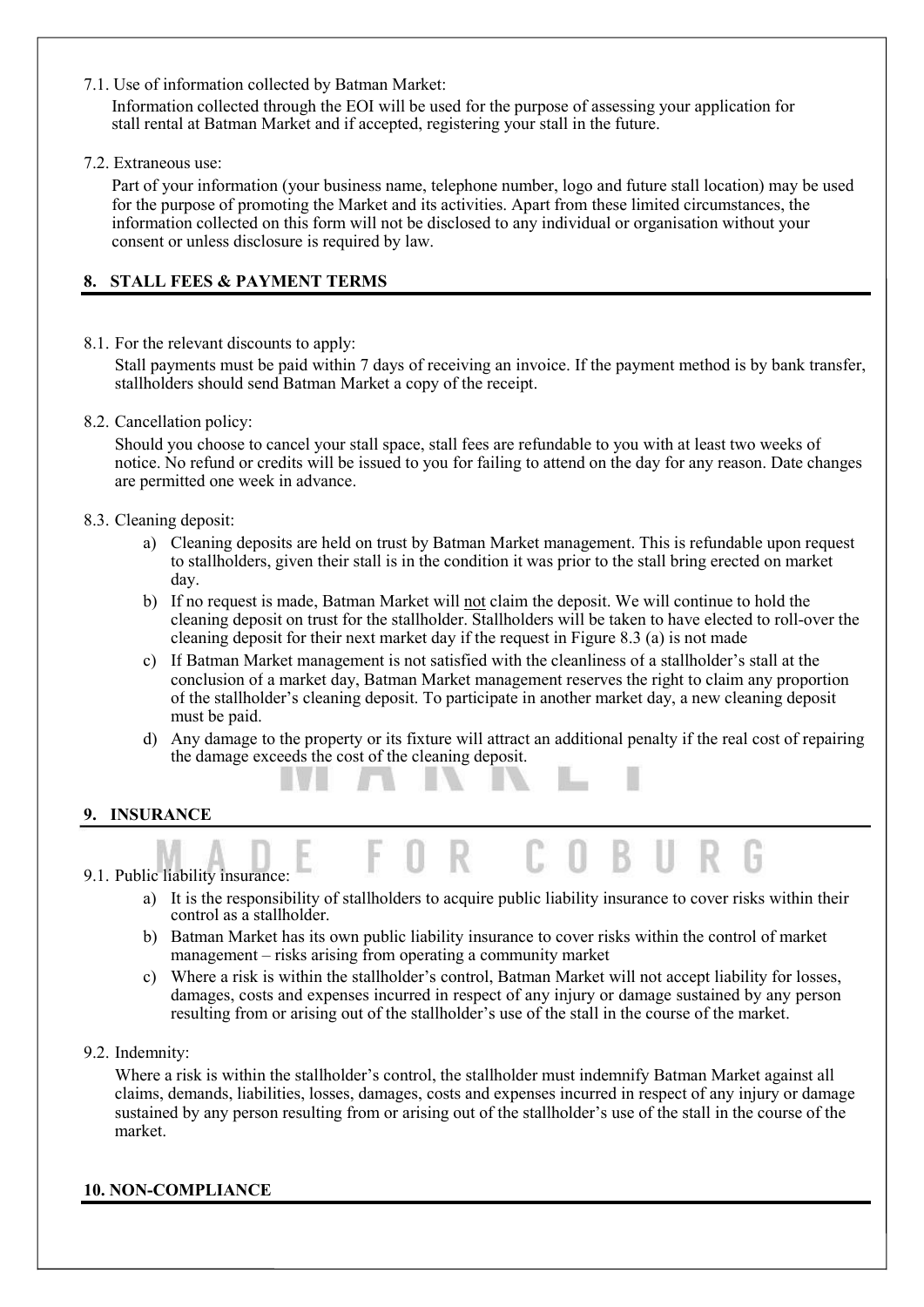7.1. Use of information collected by Batman Market:

Information collected through the EOI will be used for the purpose of assessing your application for stall rental at Batman Market and if accepted, registering your stall in the future.

7.2. Extraneous use:

Part of your information (your business name, telephone number, logo and future stall location) may be used for the purpose of promoting the Market and its activities. Apart from these limited circumstances, the information collected on this form will not be disclosed to any individual or organisation without your consent or unless disclosure is required by law.

## 8. STALL FEES & PAYMENT TERMS

8.1. For the relevant discounts to apply:

Stall payments must be paid within 7 days of receiving an invoice. If the payment method is by bank transfer, stallholders should send Batman Market a copy of the receipt.

8.2. Cancellation policy:

Should you choose to cancel your stall space, stall fees are refundable to you with at least two weeks of notice. No refund or credits will be issued to you for failing to attend on the day for any reason. Date changes are permitted one week in advance.

8.3. Cleaning deposit:

a) Cleaning deposits are held on trust by Batman Market management. This is refundable upon request to stallholders, given their stall is in the condition it was prior to the stall bring erected on market day.
b) If no request is made, Batman Market will not claim the deposit. We will continue to hold the cleaning deposit on trust for the stallholder. Stallholders will be taken to have elected to roll-over the cleaning deposit for their next market day if the request in Figure 8.3 (a) is not made
c) If Batman Market management is not satisfied with the cleanliness of a stallholder's stall at the conclusion of a market day, Batman Market management reserves the right to claim any proportion of the stallholder's cleaning deposit. To participate in another market day, a new cleaning deposit must be paid.
d) Any damage to the property or its fixture will attract an additional penalty if the real cost of repairing the damage exceeds the cost of the cleaning deposit.

## 9. INSURANCE

9.1. Public liability insurance:

a) It is the responsibility of stallholders to acquire public liability insurance to cover risks within their control as a stallholder.
b) Batman Market has its own public liability insurance to cover risks within the control of market management – risks arising from operating a community market
c) Where a risk is within the stallholder's control, Batman Market will not accept liability for losses, damages, costs and expenses incurred in respect of any injury or damage sustained by any person resulting from or arising out of the stallholder's use of the stall in the course of the market.

9.2. Indemnity:

Where a risk is within the stallholder's control, the stallholder must indemnify Batman Market against all claims, demands, liabilities, losses, damages, costs and expenses incurred in respect of any injury or damage sustained by any person resulting from or arising out of the stallholder's use of the stall in the course of the market.

## 10. NON-COMPLIANCE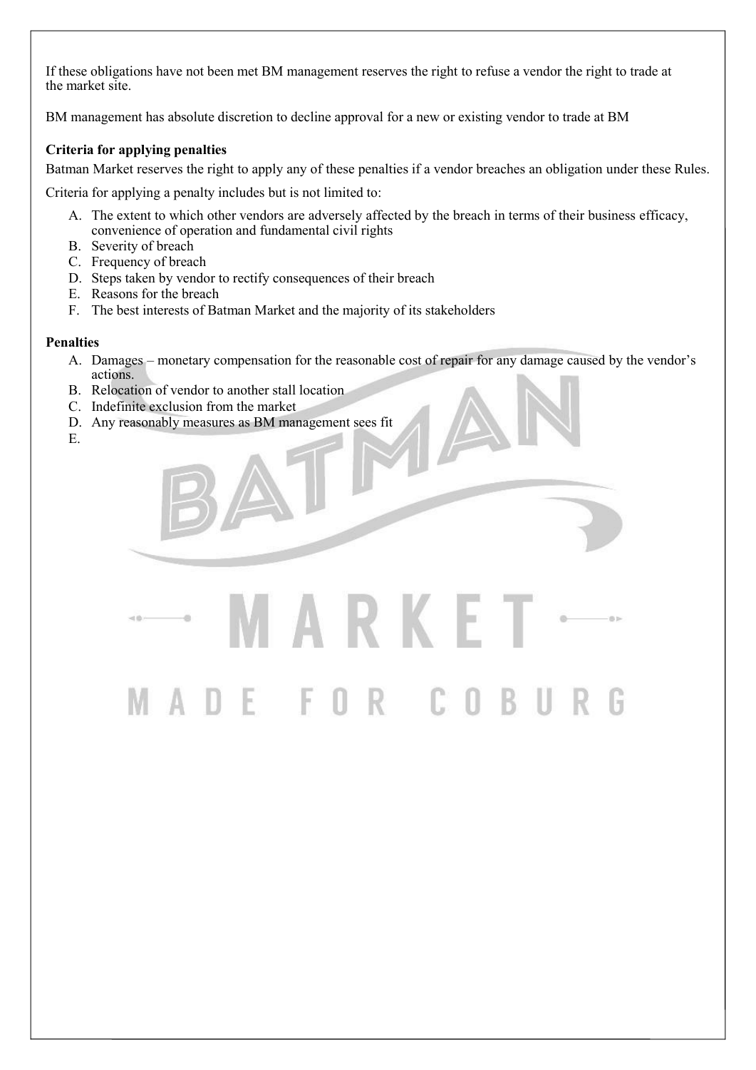If these obligations have not been met BM management reserves the right to refuse a vendor the right to trade at the market site.

BM management has absolute discretion to decline approval for a new or existing vendor to trade at BM

**Criteria for applying penalties**

Batman Market reserves the right to apply any of these penalties if a vendor breaches an obligation under these Rules.

Criteria for applying a penalty includes but is not limited to:

A. The extent to which other vendors are adversely affected by the breach in terms of their business efficacy, convenience of operation and fundamental civil rights
B. Severity of breach
C. Frequency of breach
D. Steps taken by vendor to rectify consequences of their breach
E. Reasons for the breach
F. The best interests of Batman Market and the majority of its stakeholders

**Penalties**

A. Damages – monetary compensation for the reasonable cost of repair for any damage caused by the vendor's actions.
B. Relocation of vendor to another stall location
C. Indefinite exclusion from the market
D. Any reasonably measures as BM management sees fit
E.